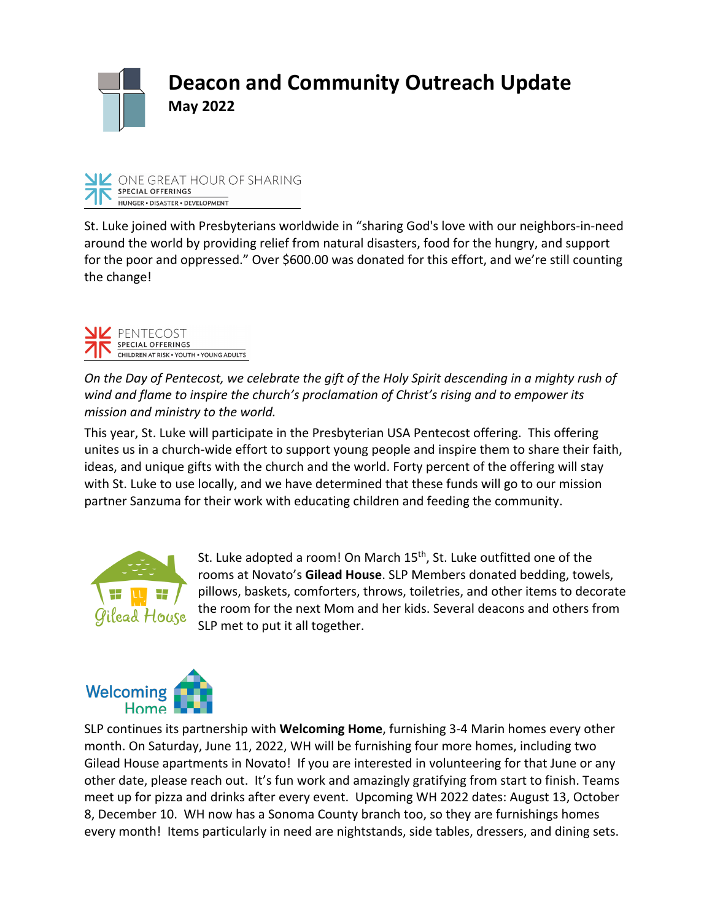# Deacon and Community Outreach Update

**May 2022**

ONE GREAT HOUR OF SHARING
SPECIAL OFFERINGS
HUNGER • DISASTER • DEVELOPMENT

St. Luke joined with Presbyterians worldwide in "sharing God's love with our neighbors-in-need around the world by providing relief from natural disasters, food for the hungry, and support for the poor and oppressed." Over $600.00 was donated for this effort, and we're still counting the change!

PENTECOST
SPECIAL OFFERINGS
CHILDREN AT RISK • YOUTH • YOUNG ADULTS

*On the Day of Pentecost, we celebrate the gift of the Holy Spirit descending in a mighty rush of wind and flame to inspire the church's proclamation of Christ's rising and to empower its mission and ministry to the world.*

This year, St. Luke will participate in the Presbyterian USA Pentecost offering. This offering unites us in a church-wide effort to support young people and inspire them to share their faith, ideas, and unique gifts with the church and the world. Forty percent of the offering will stay with St. Luke to use locally, and we have determined that these funds will go to our mission partner Sanzuma for their work with educating children and feeding the community.

Gilead House

St. Luke adopted a room! On March 15th, St. Luke outfitted one of the rooms at Novato's **Gilead House**. SLP Members donated bedding, towels, pillows, baskets, comforters, throws, toiletries, and other items to decorate the room for the next Mom and her kids. Several deacons and others from SLP met to put it all together.

Welcoming Home

SLP continues its partnership with **Welcoming Home**, furnishing 3-4 Marin homes every other month. On Saturday, June 11, 2022, WH will be furnishing four more homes, including two Gilead House apartments in Novato! If you are interested in volunteering for that June or any other date, please reach out. It's fun work and amazingly gratifying from start to finish. Teams meet up for pizza and drinks after every event. Upcoming WH 2022 dates: August 13, October 8, December 10. WH now has a Sonoma County branch too, so they are furnishings homes every month! Items particularly in need are nightstands, side tables, dressers, and dining sets.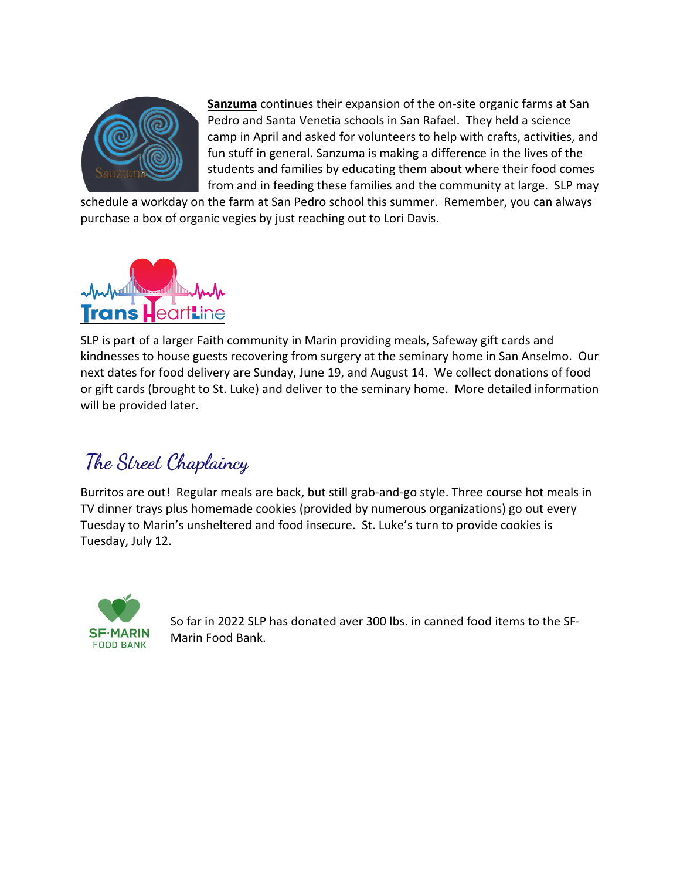**Sanzuma** continues their expansion of the on-site organic farms at San Pedro and Santa Venetia schools in San Rafael. They held a science camp in April and asked for volunteers to help with crafts, activities, and fun stuff in general. Sanzuma is making a difference in the lives of the students and families by educating them about where their food comes from and in feeding these families and the community at large. SLP may schedule a workday on the farm at San Pedro school this summer. Remember, you can always purchase a box of organic vegies by just reaching out to Lori Davis.

Trans HeartLine

SLP is part of a larger Faith community in Marin providing meals, Safeway gift cards and kindnesses to house guests recovering from surgery at the seminary home in San Anselmo. Our next dates for food delivery are Sunday, June 19, and August 14. We collect donations of food or gift cards (brought to St. Luke) and deliver to the seminary home. More detailed information will be provided later.

## The Street Chaplaincy

Burritos are out! Regular meals are back, but still grab-and-go style. Three course hot meals in TV dinner trays plus homemade cookies (provided by numerous organizations) go out every Tuesday to Marin's unsheltered and food insecure. St. Luke's turn to provide cookies is Tuesday, July 12.

SF·MARIN FOOD BANK

So far in 2022 SLP has donated aver 300 lbs. in canned food items to the SF-Marin Food Bank.